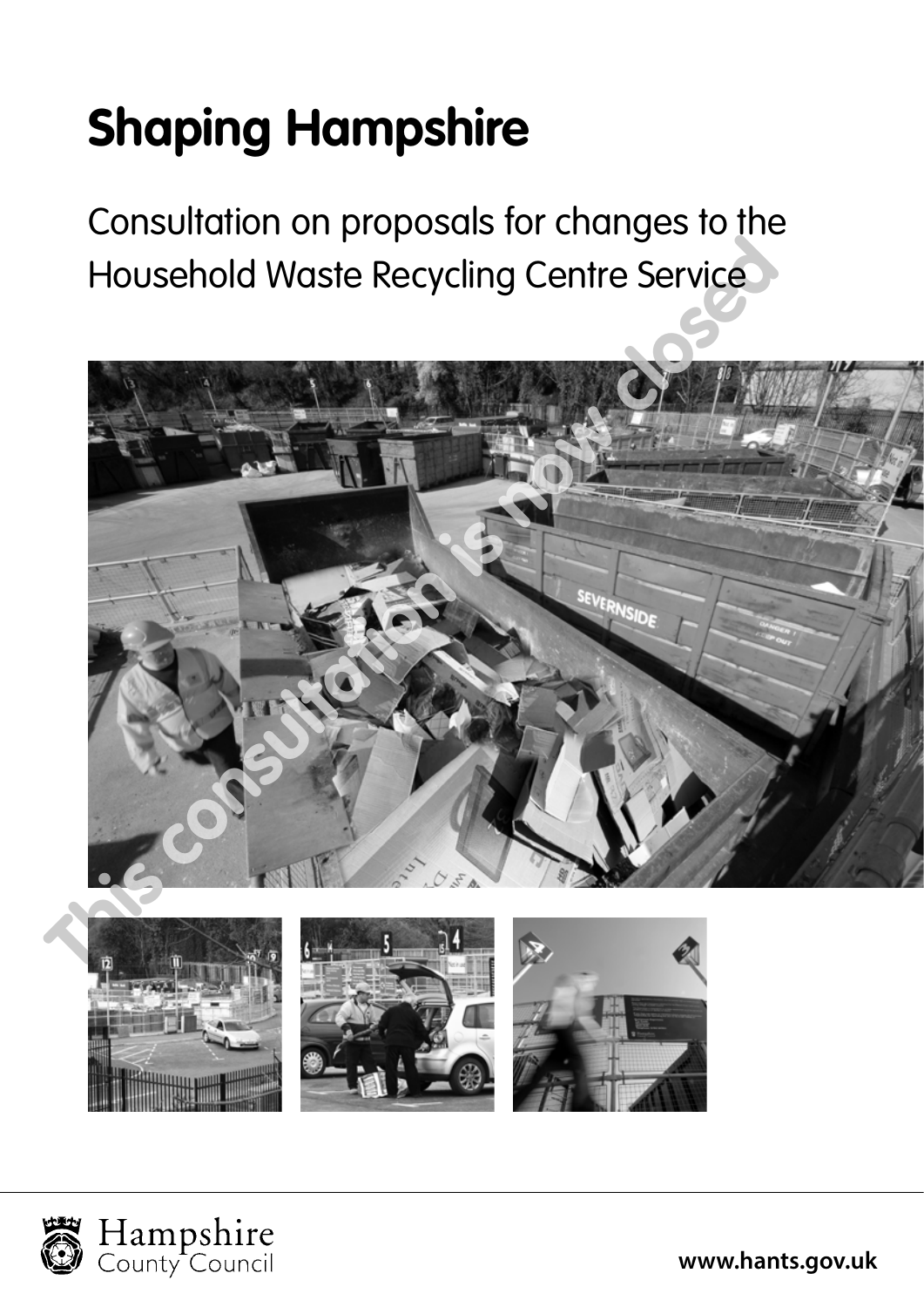# Shaping Hampshire

## Consultation on proposals for changes to the Household Waste Recycling Centre Service

This consultation is now closed

Hampshire County Council

www.hants.gov.uk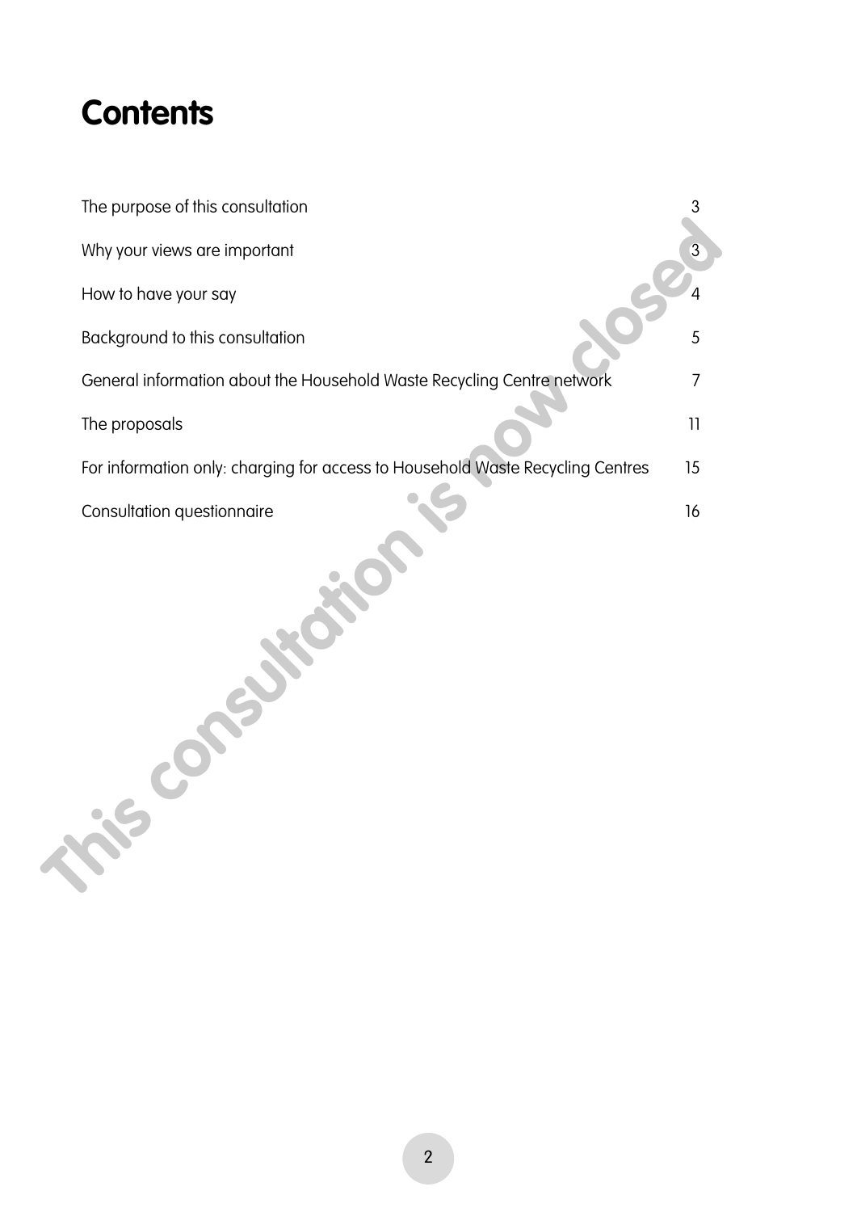# Contents

| | |
|---|---|
| The purpose of this consultation | 3 |
| Why your views are important | 3 |
| How to have your say | 4 |
| Background to this consultation | 5 |
| General information about the Household Waste Recycling Centre network | 7 |
| The proposals | 11 |
| For information only: charging for access to Household Waste Recycling Centres | 15 |
| Consultation questionnaire | 16 |

This consultation is now closed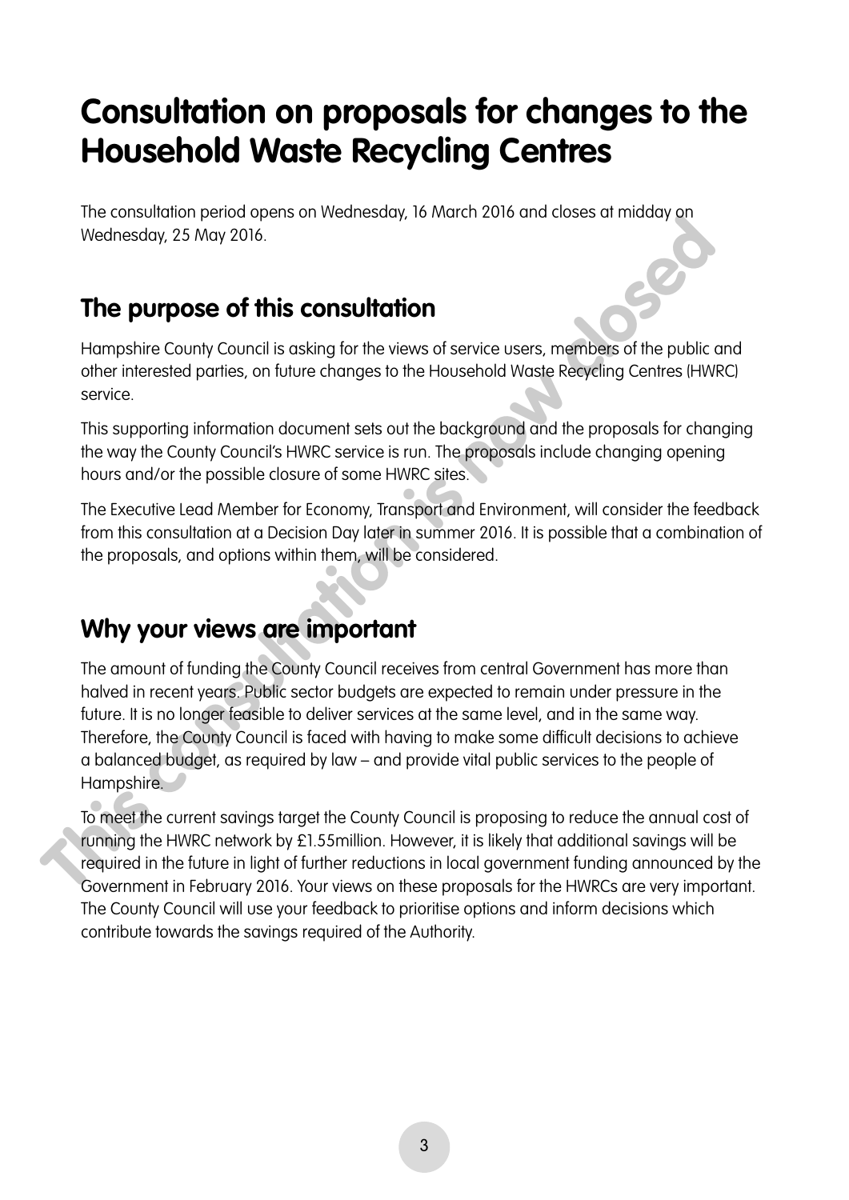# Consultation on proposals for changes to the Household Waste Recycling Centres

The consultation period opens on Wednesday, 16 March 2016 and closes at midday on Wednesday, 25 May 2016.

## The purpose of this consultation

Hampshire County Council is asking for the views of service users, members of the public and other interested parties, on future changes to the Household Waste Recycling Centres (HWRC) service.

This supporting information document sets out the background and the proposals for changing the way the County Council's HWRC service is run. The proposals include changing opening hours and/or the possible closure of some HWRC sites.

The Executive Lead Member for Economy, Transport and Environment, will consider the feedback from this consultation at a Decision Day later in summer 2016. It is possible that a combination of the proposals, and options within them, will be considered.

## Why your views are important

The amount of funding the County Council receives from central Government has more than halved in recent years. Public sector budgets are expected to remain under pressure in the future. It is no longer feasible to deliver services at the same level, and in the same way. Therefore, the County Council is faced with having to make some difficult decisions to achieve a balanced budget, as required by law – and provide vital public services to the people of Hampshire.

To meet the current savings target the County Council is proposing to reduce the annual cost of running the HWRC network by £1.55million. However, it is likely that additional savings will be required in the future in light of further reductions in local government funding announced by the Government in February 2016. Your views on these proposals for the HWRCs are very important. The County Council will use your feedback to prioritise options and inform decisions which contribute towards the savings required of the Authority.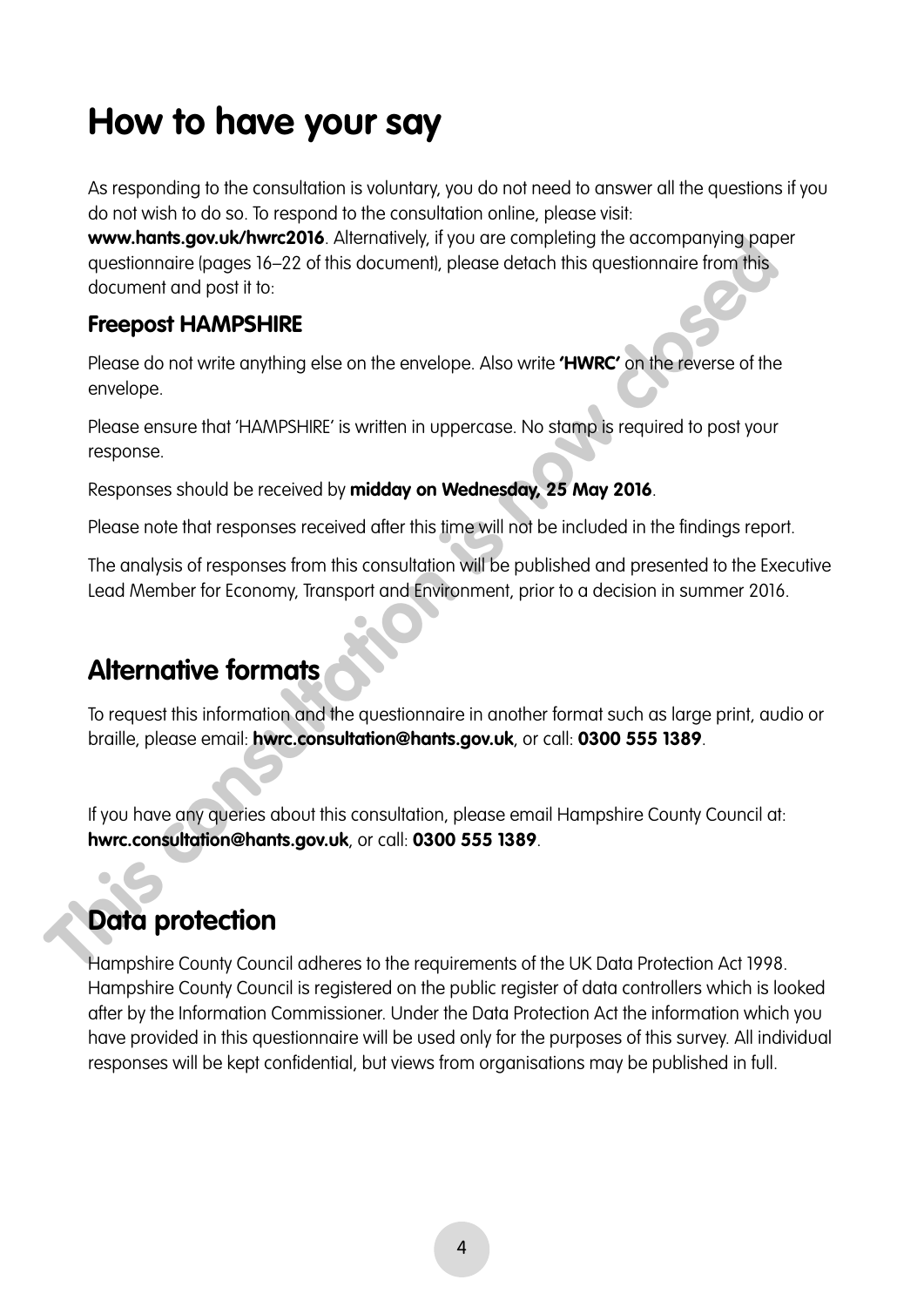# How to have your say

As responding to the consultation is voluntary, you do not need to answer all the questions if you do not wish to do so. To respond to the consultation online, please visit: **www.hants.gov.uk/hwrc2016**. Alternatively, if you are completing the accompanying paper questionnaire (pages 16–22 of this document), please detach this questionnaire from this document and post it to:

### Freepost HAMPSHIRE

Please do not write anything else on the envelope. Also write **'HWRC'** on the reverse of the envelope.

Please ensure that 'HAMPSHIRE' is written in uppercase. No stamp is required to post your response.

Responses should be received by **midday on Wednesday, 25 May 2016**.

Please note that responses received after this time will not be included in the findings report.

The analysis of responses from this consultation will be published and presented to the Executive Lead Member for Economy, Transport and Environment, prior to a decision in summer 2016.

## Alternative formats

To request this information and the questionnaire in another format such as large print, audio or braille, please email: **hwrc.consultation@hants.gov.uk**, or call: **0300 555 1389**.

If you have any queries about this consultation, please email Hampshire County Council at: **hwrc.consultation@hants.gov.uk**, or call: **0300 555 1389**.

## Data protection

Hampshire County Council adheres to the requirements of the UK Data Protection Act 1998. Hampshire County Council is registered on the public register of data controllers which is looked after by the Information Commissioner. Under the Data Protection Act the information which you have provided in this questionnaire will be used only for the purposes of this survey. All individual responses will be kept confidential, but views from organisations may be published in full.

This consultation is now closed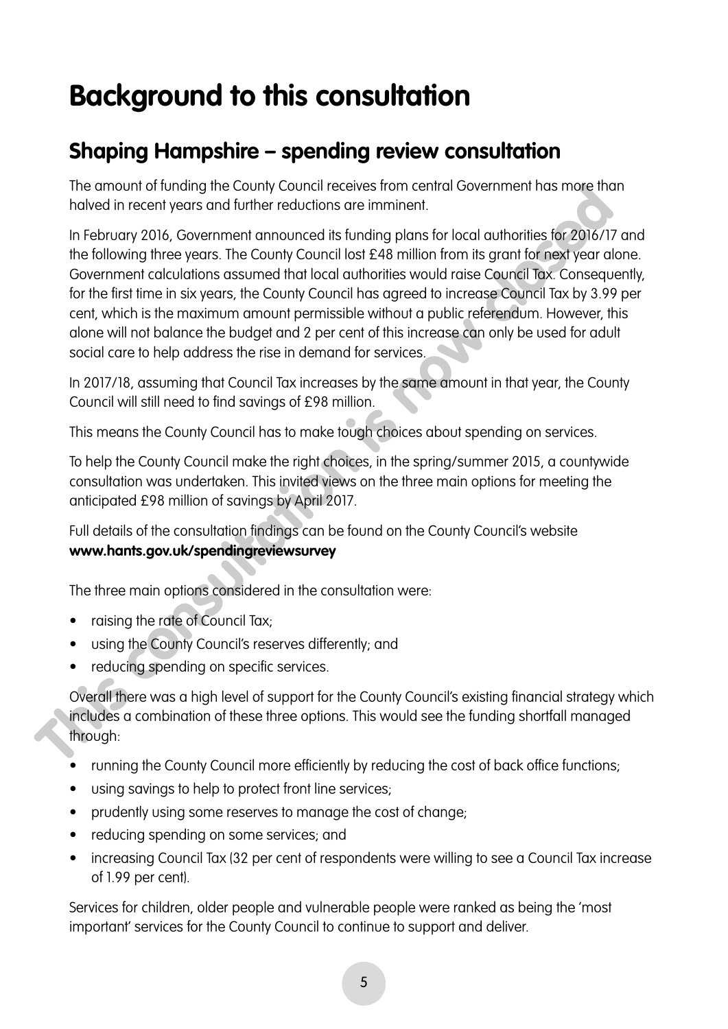# Background to this consultation

## Shaping Hampshire – spending review consultation

The amount of funding the County Council receives from central Government has more than halved in recent years and further reductions are imminent.

In February 2016, Government announced its funding plans for local authorities for 2016/17 and the following three years. The County Council lost £48 million from its grant for next year alone. Government calculations assumed that local authorities would raise Council Tax. Consequently, for the first time in six years, the County Council has agreed to increase Council Tax by 3.99 per cent, which is the maximum amount permissible without a public referendum. However, this alone will not balance the budget and 2 per cent of this increase can only be used for adult social care to help address the rise in demand for services.

In 2017/18, assuming that Council Tax increases by the same amount in that year, the County Council will still need to find savings of £98 million.

This means the County Council has to make tough choices about spending on services.

To help the County Council make the right choices, in the spring/summer 2015, a countywide consultation was undertaken. This invited views on the three main options for meeting the anticipated £98 million of savings by April 2017.

Full details of the consultation findings can be found on the County Council's website **www.hants.gov.uk/spendingreviewsurvey**

The three main options considered in the consultation were:

- raising the rate of Council Tax;
- using the County Council's reserves differently; and
- reducing spending on specific services.

Overall there was a high level of support for the County Council's existing financial strategy which includes a combination of these three options. This would see the funding shortfall managed through:

- running the County Council more efficiently by reducing the cost of back office functions;
- using savings to help to protect front line services;
- prudently using some reserves to manage the cost of change;
- reducing spending on some services; and
- increasing Council Tax (32 per cent of respondents were willing to see a Council Tax increase of 1.99 per cent).

Services for children, older people and vulnerable people were ranked as being the 'most important' services for the County Council to continue to support and deliver.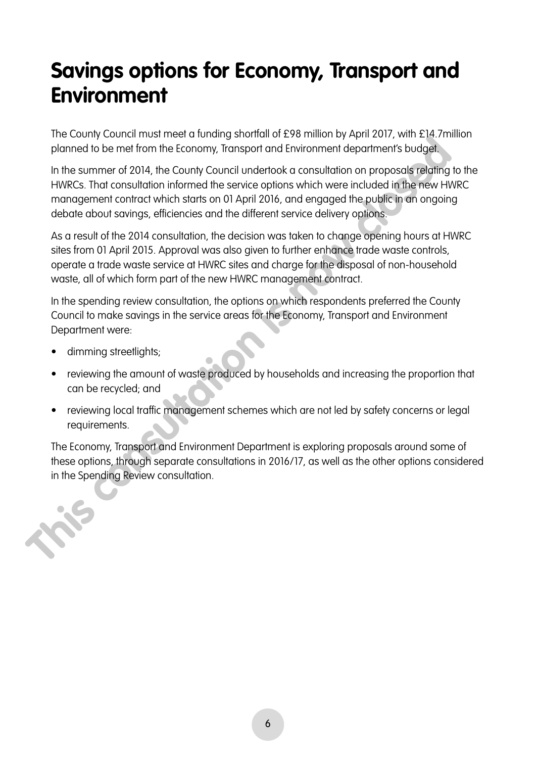# Savings options for Economy, Transport and Environment

The County Council must meet a funding shortfall of £98 million by April 2017, with £14.7million planned to be met from the Economy, Transport and Environment department's budget.

In the summer of 2014, the County Council undertook a consultation on proposals relating to the HWRCs. That consultation informed the service options which were included in the new HWRC management contract which starts on 01 April 2016, and engaged the public in an ongoing debate about savings, efficiencies and the different service delivery options.

As a result of the 2014 consultation, the decision was taken to change opening hours at HWRC sites from 01 April 2015. Approval was also given to further enhance trade waste controls, operate a trade waste service at HWRC sites and charge for the disposal of non-household waste, all of which form part of the new HWRC management contract.

In the spending review consultation, the options on which respondents preferred the County Council to make savings in the service areas for the Economy, Transport and Environment Department were:

- dimming streetlights;
- reviewing the amount of waste produced by households and increasing the proportion that can be recycled; and
- reviewing local traffic management schemes which are not led by safety concerns or legal requirements.

The Economy, Transport and Environment Department is exploring proposals around some of these options, through separate consultations in 2016/17, as well as the other options considered in the Spending Review consultation.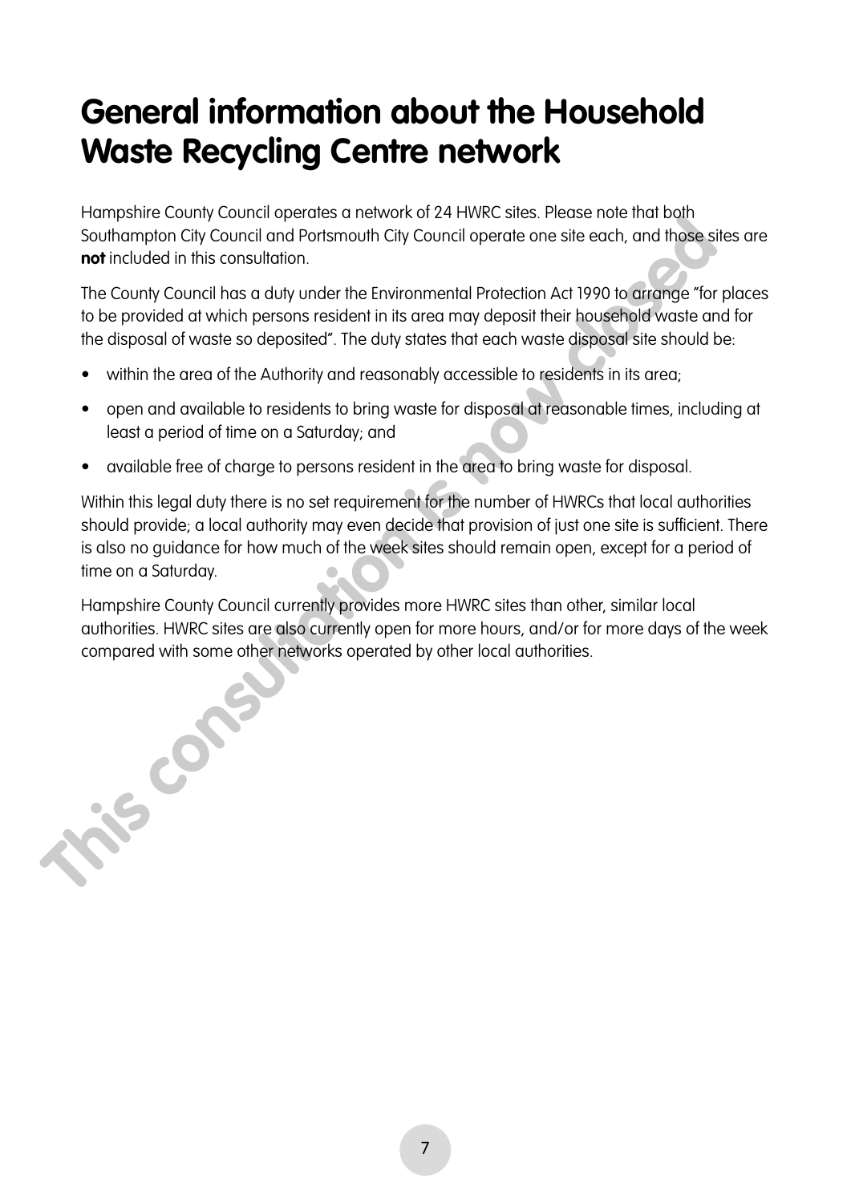# General information about the Household Waste Recycling Centre network

Hampshire County Council operates a network of 24 HWRC sites. Please note that both Southampton City Council and Portsmouth City Council operate one site each, and those sites are **not** included in this consultation.

The County Council has a duty under the Environmental Protection Act 1990 to arrange "for places to be provided at which persons resident in its area may deposit their household waste and for the disposal of waste so deposited". The duty states that each waste disposal site should be:

- within the area of the Authority and reasonably accessible to residents in its area;
- open and available to residents to bring waste for disposal at reasonable times, including at least a period of time on a Saturday; and
- available free of charge to persons resident in the area to bring waste for disposal.

Within this legal duty there is no set requirement for the number of HWRCs that local authorities should provide; a local authority may even decide that provision of just one site is sufficient. There is also no guidance for how much of the week sites should remain open, except for a period of time on a Saturday.

Hampshire County Council currently provides more HWRC sites than other, similar local authorities. HWRC sites are also currently open for more hours, and/or for more days of the week compared with some other networks operated by other local authorities.

This consultation is now closed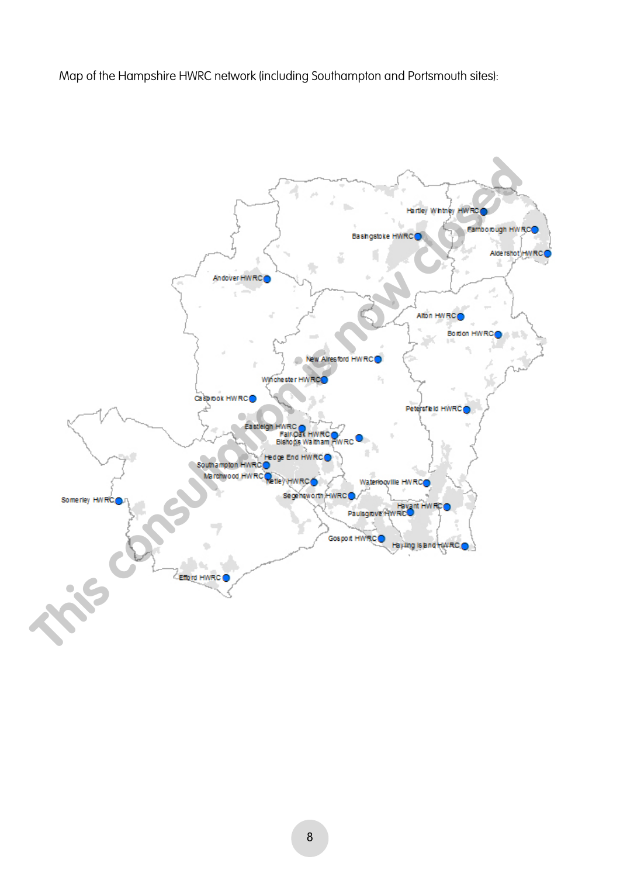Map of the Hampshire HWRC network (including Southampton and Portsmouth sites):

Hartley Wintney HWRC
Farnborough HWRC
Basingstoke HWRC
Aldershot HWRC
Andover HWRC
Alton HWRC
Bordon HWRC
New Alresford HWRC
Winchester HWRC
Casbrook HWRC
Petersfield HWRC
Eastleigh HWRC
Fair Oak HWRC
Bishops Waltham HWRC
Hedge End HWRC
Southampton HWRC
Marchwood HWRC
Netley HWRC
Waterlooville HWRC
Somerley HWRC
Segensworth HWRC
Havant HWRC
Paulsgrove HWRC
Gosport HWRC
Hayling Island HWRC
Efford HWRC

This consultation is now closed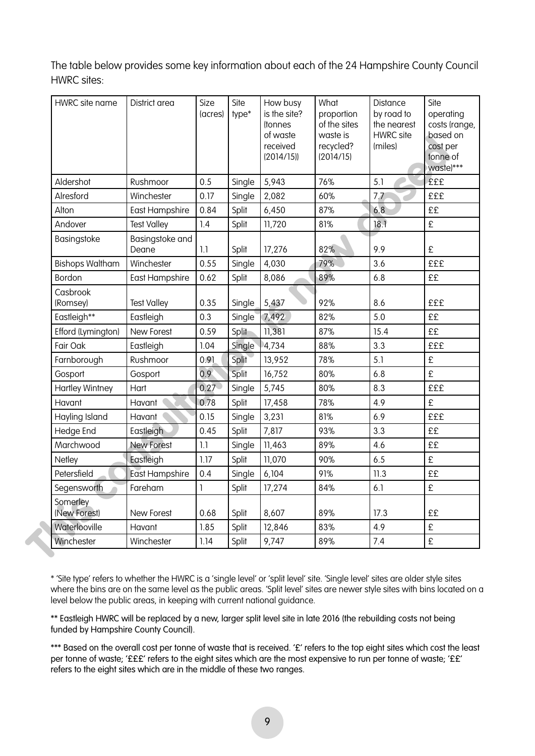The table below provides some key information about each of the 24 Hampshire County Council HWRC sites:

| HWRC site name | District area | Size (acres) | Site type* | How busy is the site? (tonnes of waste received (2014/15)) | What proportion of the sites waste is recycled? (2014/15) | Distance by road to the nearest HWRC site (miles) | Site operating costs (range, based on cost per tonne of waste)*** |
|---|---|---|---|---|---|---|---|
| Aldershot | Rushmoor | 0.5 | Single | 5,943 | 76% | 5.1 | £££ |
| Alresford | Winchester | 0.17 | Single | 2,082 | 60% | 7.7 | £££ |
| Alton | East Hampshire | 0.84 | Split | 6,450 | 87% | 6.8 | ££ |
| Andover | Test Valley | 1.4 | Split | 11,720 | 81% | 18.1 | £ |
| Basingstoke | Basingstoke and Deane | 1.1 | Split | 17,276 | 82% | 9.9 | £ |
| Bishops Waltham | Winchester | 0.55 | Single | 4,030 | 79% | 3.6 | £££ |
| Bordon | East Hampshire | 0.62 | Split | 8,086 | 89% | 6.8 | ££ |
| Casbrook (Romsey) | Test Valley | 0.35 | Single | 5,437 | 92% | 8.6 | £££ |
| Eastleigh** | Eastleigh | 0.3 | Single | 7,492 | 82% | 5.0 | ££ |
| Efford (Lymington) | New Forest | 0.59 | Split | 11,381 | 87% | 15.4 | ££ |
| Fair Oak | Eastleigh | 1.04 | Single | 4,734 | 88% | 3.3 | £££ |
| Farnborough | Rushmoor | 0.91 | Split | 13,952 | 78% | 5.1 | £ |
| Gosport | Gosport | 0.9 | Split | 16,752 | 80% | 6.8 | £ |
| Hartley Wintney | Hart | 0.27 | Single | 5,745 | 80% | 8.3 | £££ |
| Havant | Havant | 0.78 | Split | 17,458 | 78% | 4.9 | £ |
| Hayling Island | Havant | 0.15 | Single | 3,231 | 81% | 6.9 | £££ |
| Hedge End | Eastleigh | 0.45 | Split | 7,817 | 93% | 3.3 | ££ |
| Marchwood | New Forest | 1.1 | Single | 11,463 | 89% | 4.6 | ££ |
| Netley | Eastleigh | 1.17 | Split | 11,070 | 90% | 6.5 | £ |
| Petersfield | East Hampshire | 0.4 | Single | 6,104 | 91% | 11.3 | ££ |
| Segensworth | Fareham | 1 | Split | 17,274 | 84% | 6.1 | £ |
| Somerley (New Forest) | New Forest | 0.68 | Split | 8,607 | 89% | 17.3 | ££ |
| Waterlooville | Havant | 1.85 | Split | 12,846 | 83% | 4.9 | £ |
| Winchester | Winchester | 1.14 | Split | 9,747 | 89% | 7.4 | £ |

* 'Site type' refers to whether the HWRC is a 'single level' or 'split level' site. 'Single level' sites are older style sites where the bins are on the same level as the public areas. 'Split level' sites are newer style sites with bins located on a level below the public areas, in keeping with current national guidance.

** Eastleigh HWRC will be replaced by a new, larger split level site in late 2016 (the rebuilding costs not being funded by Hampshire County Council).

*** Based on the overall cost per tonne of waste that is received. '£' refers to the top eight sites which cost the least per tonne of waste; '£££' refers to the eight sites which are the most expensive to run per tonne of waste; '££' refers to the eight sites which are in the middle of these two ranges.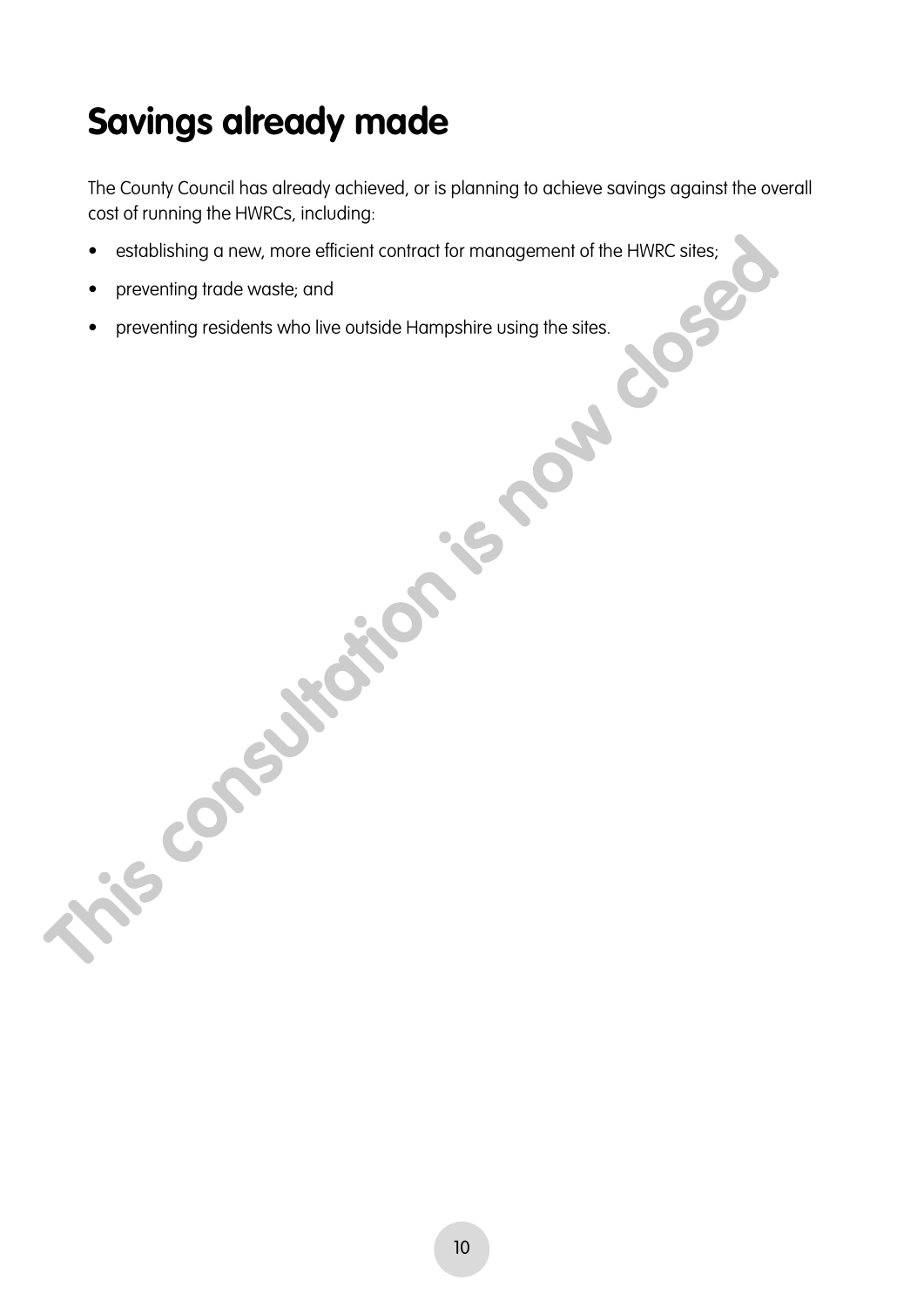# Savings already made

The County Council has already achieved, or is planning to achieve savings against the overall cost of running the HWRCs, including:

- establishing a new, more efficient contract for management of the HWRC sites;
- preventing trade waste; and
- preventing residents who live outside Hampshire using the sites.

This consultation is now closed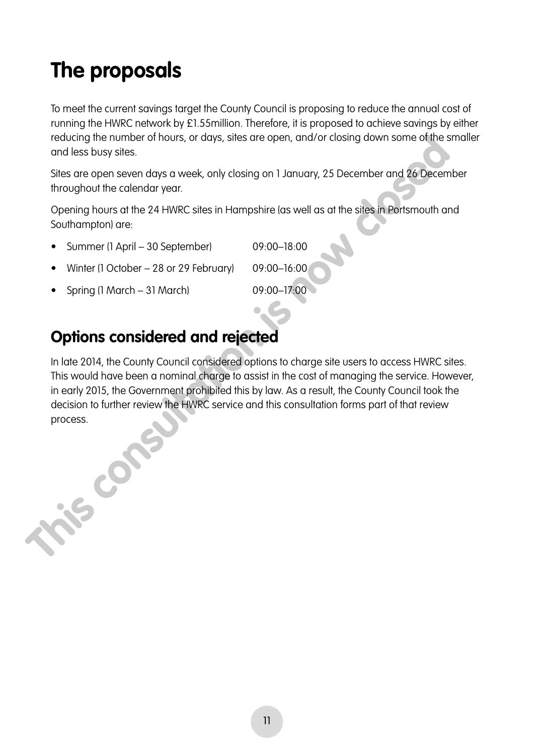# The proposals

To meet the current savings target the County Council is proposing to reduce the annual cost of running the HWRC network by £1.55million. Therefore, it is proposed to achieve savings by either reducing the number of hours, or days, sites are open, and/or closing down some of the smaller and less busy sites.

Sites are open seven days a week, only closing on 1 January, 25 December and 26 December throughout the calendar year.

Opening hours at the 24 HWRC sites in Hampshire (as well as at the sites in Portsmouth and Southampton) are:

- Summer (1 April – 30 September) 09:00–18:00
- Winter (1 October – 28 or 29 February) 09:00–16:00
- Spring (1 March – 31 March) 09:00–17:00

## Options considered and rejected

In late 2014, the County Council considered options to charge site users to access HWRC sites. This would have been a nominal charge to assist in the cost of managing the service. However, in early 2015, the Government prohibited this by law. As a result, the County Council took the decision to further review the HWRC service and this consultation forms part of that review process.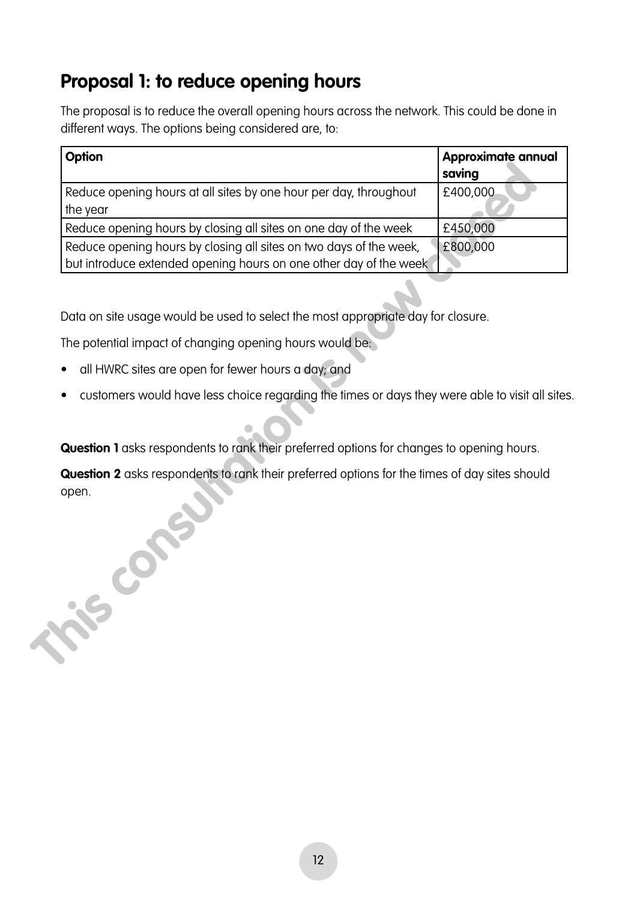## Proposal 1: to reduce opening hours

The proposal is to reduce the overall opening hours across the network. This could be done in different ways. The options being considered are, to:

| Option | Approximate annual saving |
|---|---|
| Reduce opening hours at all sites by one hour per day, throughout the year | £400,000 |
| Reduce opening hours by closing all sites on one day of the week | £450,000 |
| Reduce opening hours by closing all sites on two days of the week, but introduce extended opening hours on one other day of the week | £800,000 |

Data on site usage would be used to select the most appropriate day for closure.

The potential impact of changing opening hours would be:

- all HWRC sites are open for fewer hours a day; and
- customers would have less choice regarding the times or days they were able to visit all sites.

**Question 1** asks respondents to rank their preferred options for changes to opening hours.

**Question 2** asks respondents to rank their preferred options for the times of day sites should open.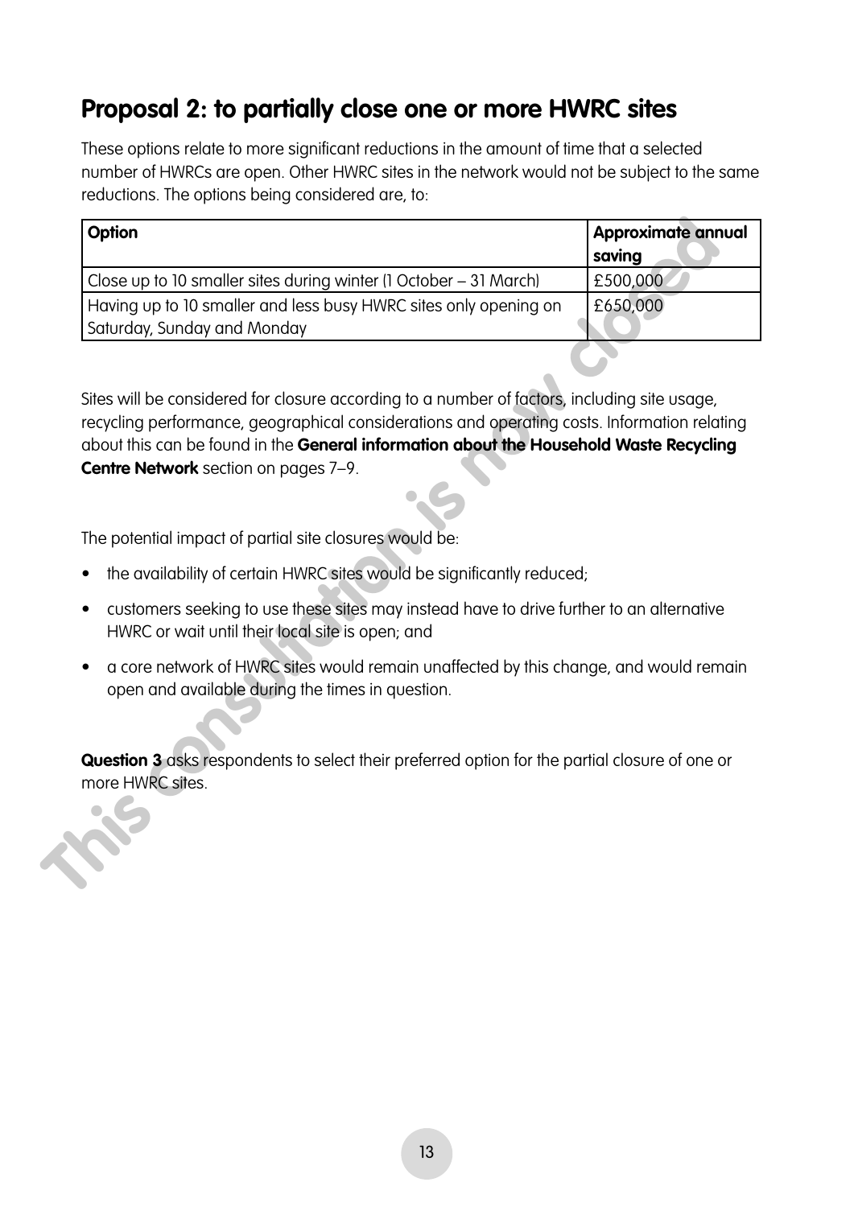## Proposal 2: to partially close one or more HWRC sites

These options relate to more significant reductions in the amount of time that a selected number of HWRCs are open. Other HWRC sites in the network would not be subject to the same reductions. The options being considered are, to:

| Option | Approximate annual saving |
|---|---|
| Close up to 10 smaller sites during winter (1 October – 31 March) | £500,000 |
| Having up to 10 smaller and less busy HWRC sites only opening on Saturday, Sunday and Monday | £650,000 |

Sites will be considered for closure according to a number of factors, including site usage, recycling performance, geographical considerations and operating costs. Information relating about this can be found in the **General information about the Household Waste Recycling Centre Network** section on pages 7–9.

The potential impact of partial site closures would be:

- the availability of certain HWRC sites would be significantly reduced;
- customers seeking to use these sites may instead have to drive further to an alternative HWRC or wait until their local site is open; and
- a core network of HWRC sites would remain unaffected by this change, and would remain open and available during the times in question.

**Question 3** asks respondents to select their preferred option for the partial closure of one or more HWRC sites.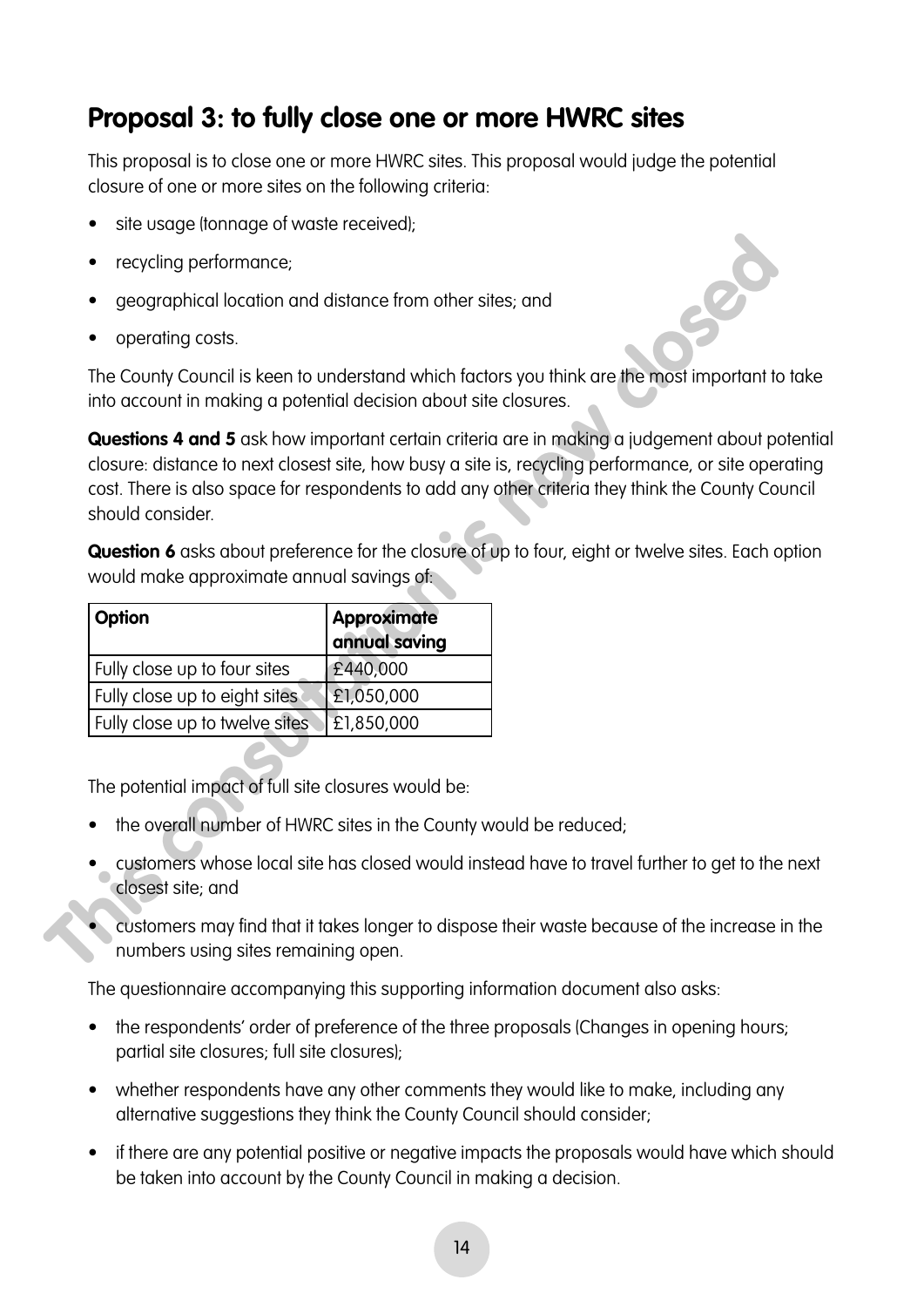## Proposal 3: to fully close one or more HWRC sites

This proposal is to close one or more HWRC sites. This proposal would judge the potential closure of one or more sites on the following criteria:

- site usage (tonnage of waste received);
- recycling performance;
- geographical location and distance from other sites; and
- operating costs.

The County Council is keen to understand which factors you think are the most important to take into account in making a potential decision about site closures.

**Questions 4 and 5** ask how important certain criteria are in making a judgement about potential closure: distance to next closest site, how busy a site is, recycling performance, or site operating cost. There is also space for respondents to add any other criteria they think the County Council should consider.

**Question 6** asks about preference for the closure of up to four, eight or twelve sites. Each option would make approximate annual savings of:

| Option | Approximate annual saving |
| --- | --- |
| Fully close up to four sites | £440,000 |
| Fully close up to eight sites | £1,050,000 |
| Fully close up to twelve sites | £1,850,000 |

The potential impact of full site closures would be:

- the overall number of HWRC sites in the County would be reduced;
- customers whose local site has closed would instead have to travel further to get to the next closest site; and
- customers may find that it takes longer to dispose their waste because of the increase in the numbers using sites remaining open.

The questionnaire accompanying this supporting information document also asks:

- the respondents' order of preference of the three proposals (Changes in opening hours; partial site closures; full site closures);
- whether respondents have any other comments they would like to make, including any alternative suggestions they think the County Council should consider;
- if there are any potential positive or negative impacts the proposals would have which should be taken into account by the County Council in making a decision.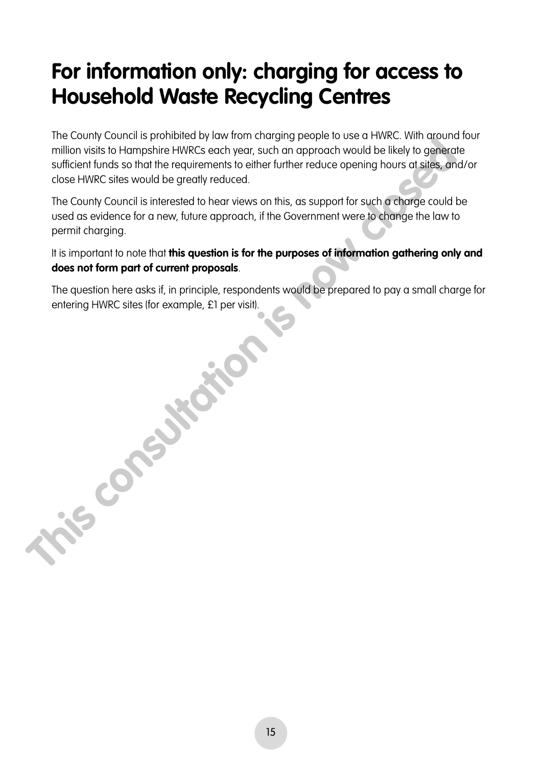# For information only: charging for access to Household Waste Recycling Centres

The County Council is prohibited by law from charging people to use a HWRC. With around four million visits to Hampshire HWRCs each year, such an approach would be likely to generate sufficient funds so that the requirements to either further reduce opening hours at sites, and/or close HWRC sites would be greatly reduced.

The County Council is interested to hear views on this, as support for such a charge could be used as evidence for a new, future approach, if the Government were to change the law to permit charging.

It is important to note that **this question is for the purposes of information gathering only and does not form part of current proposals**.

The question here asks if, in principle, respondents would be prepared to pay a small charge for entering HWRC sites (for example, £1 per visit).

This consultation is now closed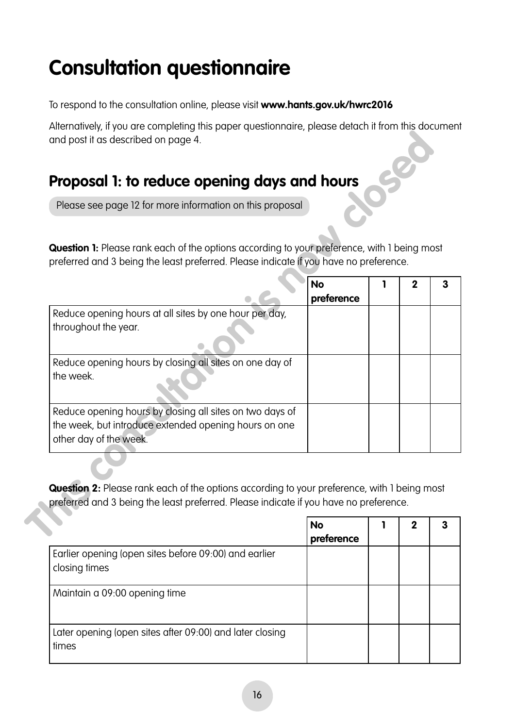# Consultation questionnaire

To respond to the consultation online, please visit **www.hants.gov.uk/hwrc2016**

Alternatively, if you are completing this paper questionnaire, please detach it from this document and post it as described on page 4.

## Proposal 1: to reduce opening days and hours

Please see page 12 for more information on this proposal

**Question 1:** Please rank each of the options according to your preference, with 1 being most preferred and 3 being the least preferred. Please indicate if you have no preference.

| | No preference | 1 | 2 | 3 |
|---|---|---|---|---|
| Reduce opening hours at all sites by one hour per day, throughout the year. | | | | |
| Reduce opening hours by closing all sites on one day of the week. | | | | |
| Reduce opening hours by closing all sites on two days of the week, but introduce extended opening hours on one other day of the week. | | | | |

**Question 2:** Please rank each of the options according to your preference, with 1 being most preferred and 3 being the least preferred. Please indicate if you have no preference.

| | No preference | 1 | 2 | 3 |
|---|---|---|---|---|
| Earlier opening (open sites before 09:00) and earlier closing times | | | | |
| Maintain a 09:00 opening time | | | | |
| Later opening (open sites after 09:00) and later closing times | | | | |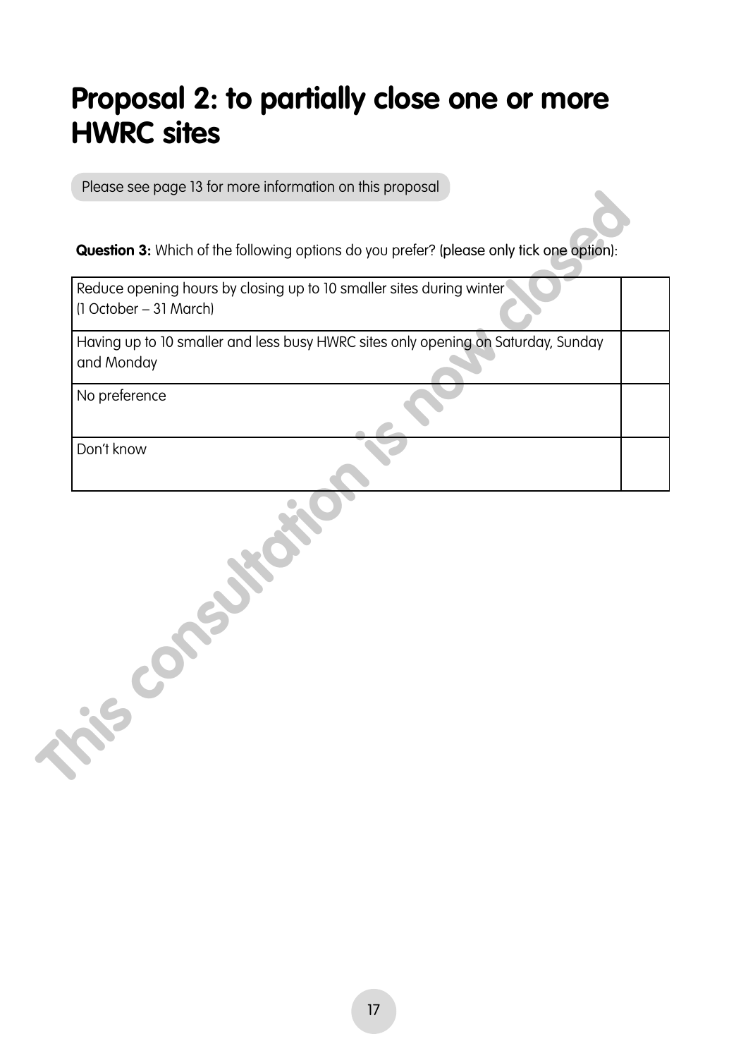# Proposal 2: to partially close one or more HWRC sites

Please see page 13 for more information on this proposal

**Question 3:** Which of the following options do you prefer? (please only tick one option):

| Option | Tick |
| --- | --- |
| Reduce opening hours by closing up to 10 smaller sites during winter (1 October – 31 March) | |
| Having up to 10 smaller and less busy HWRC sites only opening on Saturday, Sunday and Monday | |
| No preference | |
| Don't know | |

**This consultation is now closed**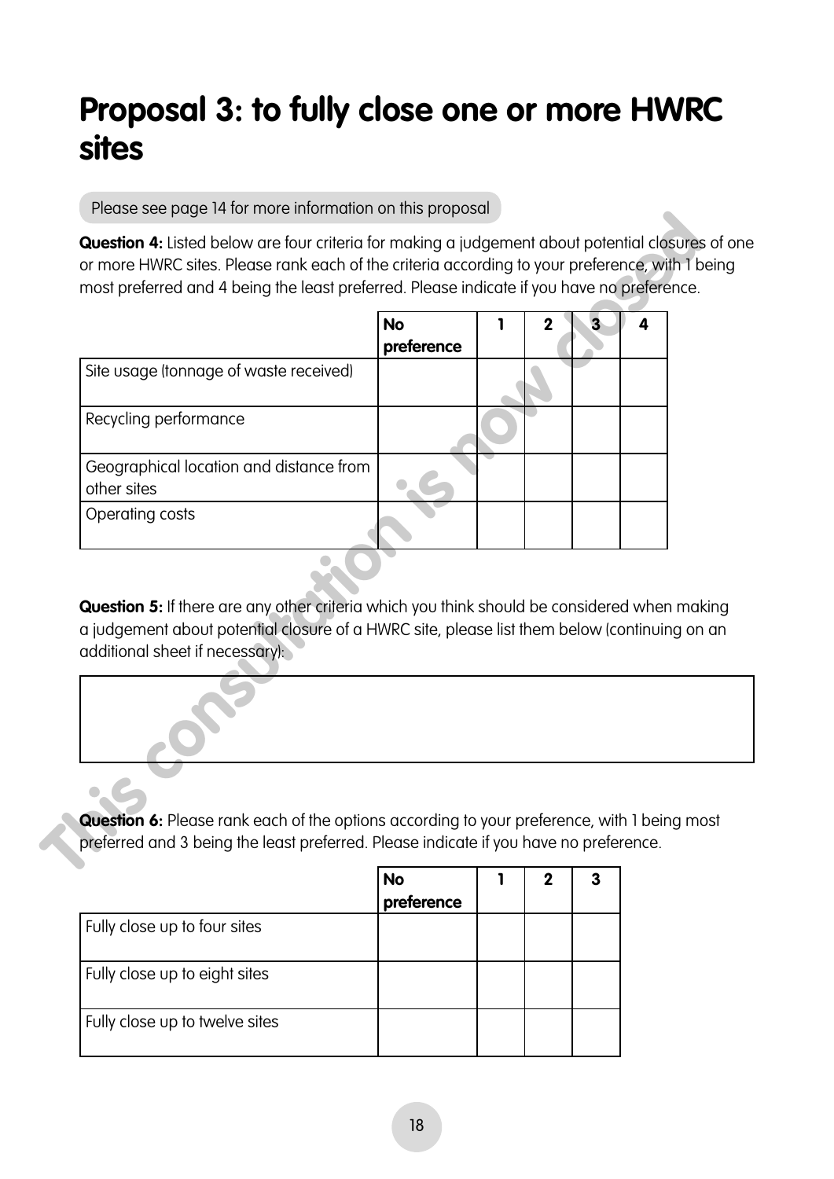# Proposal 3: to fully close one or more HWRC sites

Please see page 14 for more information on this proposal

**Question 4:** Listed below are four criteria for making a judgement about potential closures of one or more HWRC sites. Please rank each of the criteria according to your preference, with 1 being most preferred and 4 being the least preferred. Please indicate if you have no preference.

| | No preference | 1 | 2 | 3 | 4 |
|---|---|---|---|---|---|
| Site usage (tonnage of waste received) | | | | | |
| Recycling performance | | | | | |
| Geographical location and distance from other sites | | | | | |
| Operating costs | | | | | |

**Question 5:** If there are any other criteria which you think should be considered when making a judgement about potential closure of a HWRC site, please list them below (continuing on an additional sheet if necessary):

| |
|---|
| |

**Question 6:** Please rank each of the options according to your preference, with 1 being most preferred and 3 being the least preferred. Please indicate if you have no preference.

| | No preference | 1 | 2 | 3 |
|---|---|---|---|---|
| Fully close up to four sites | | | | |
| Fully close up to eight sites | | | | |
| Fully close up to twelve sites | | | | |

This consultation is now closed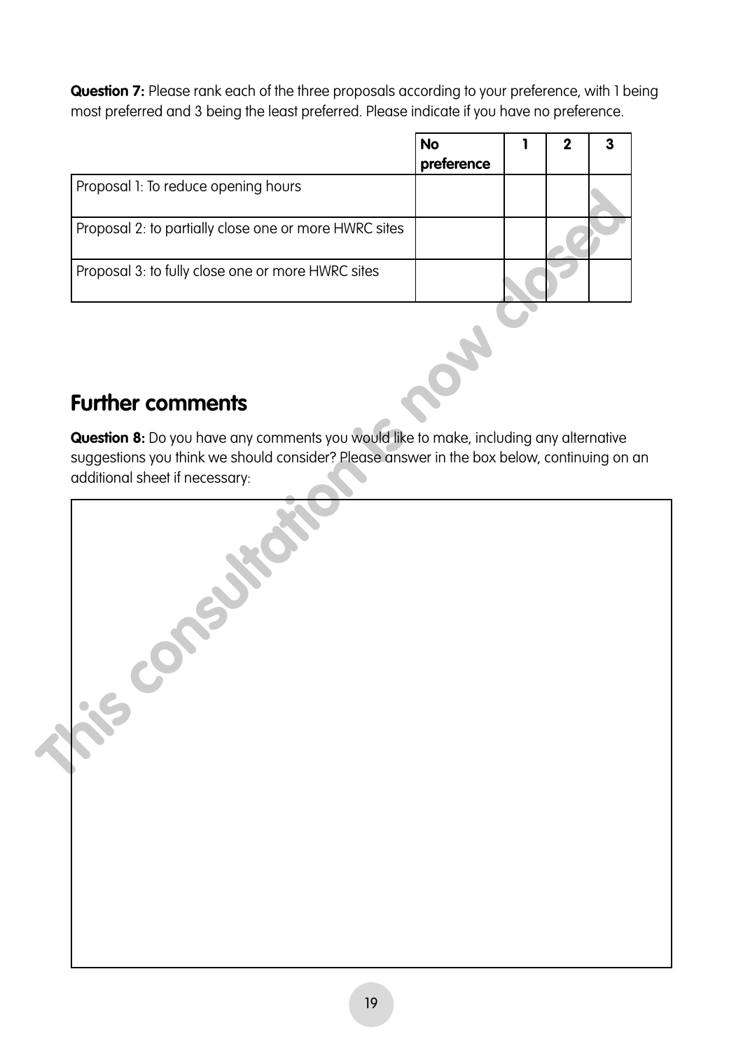**Question 7:** Please rank each of the three proposals according to your preference, with 1 being most preferred and 3 being the least preferred. Please indicate if you have no preference.

| | No preference | 1 | 2 | 3 |
|---|---|---|---|---|
| Proposal 1: To reduce opening hours | | | | |
| Proposal 2: to partially close one or more HWRC sites | | | | |
| Proposal 3: to fully close one or more HWRC sites | | | | |

## Further comments

**Question 8:** Do you have any comments you would like to make, including any alternative suggestions you think we should consider? Please answer in the box below, continuing on an additional sheet if necessary:

This consultation is now closed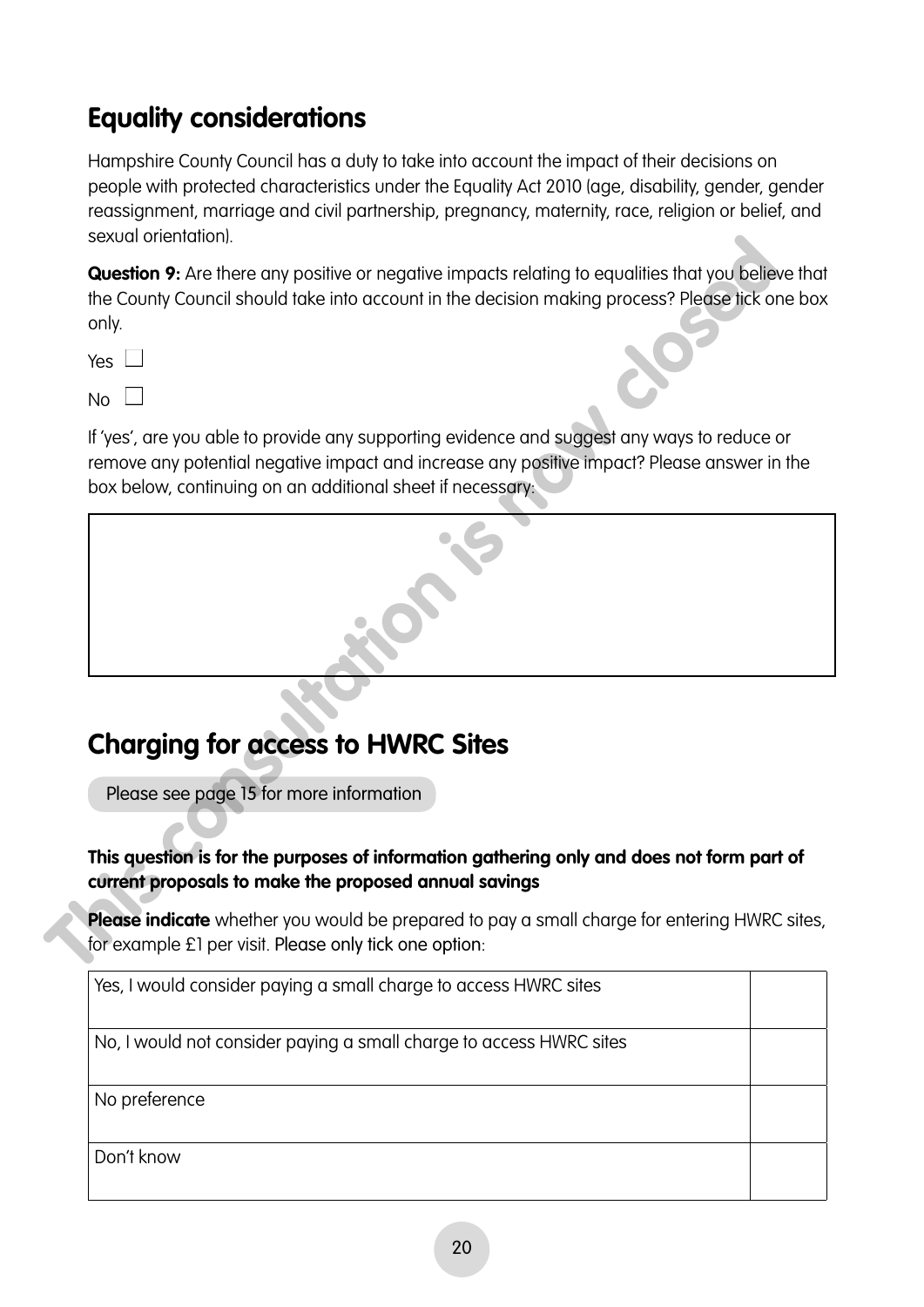## Equality considerations

Hampshire County Council has a duty to take into account the impact of their decisions on people with protected characteristics under the Equality Act 2010 (age, disability, gender, gender reassignment, marriage and civil partnership, pregnancy, maternity, race, religion or belief, and sexual orientation).

**Question 9:** Are there any positive or negative impacts relating to equalities that you believe that the County Council should take into account in the decision making process? Please tick one box only.

Yes ☐

No ☐

If 'yes', are you able to provide any supporting evidence and suggest any ways to reduce or remove any potential negative impact and increase any positive impact? Please answer in the box below, continuing on an additional sheet if necessary:

| |
|---|
| |

## Charging for access to HWRC Sites

Please see page 15 for more information

**This question is for the purposes of information gathering only and does not form part of current proposals to make the proposed annual savings**

**Please indicate** whether you would be prepared to pay a small charge for entering HWRC sites, for example £1 per visit. Please only tick one option:

| | |
|---|---|
| Yes, I would consider paying a small charge to access HWRC sites | |
| No, I would not consider paying a small charge to access HWRC sites | |
| No preference | |
| Don't know | |

This consultation is now closed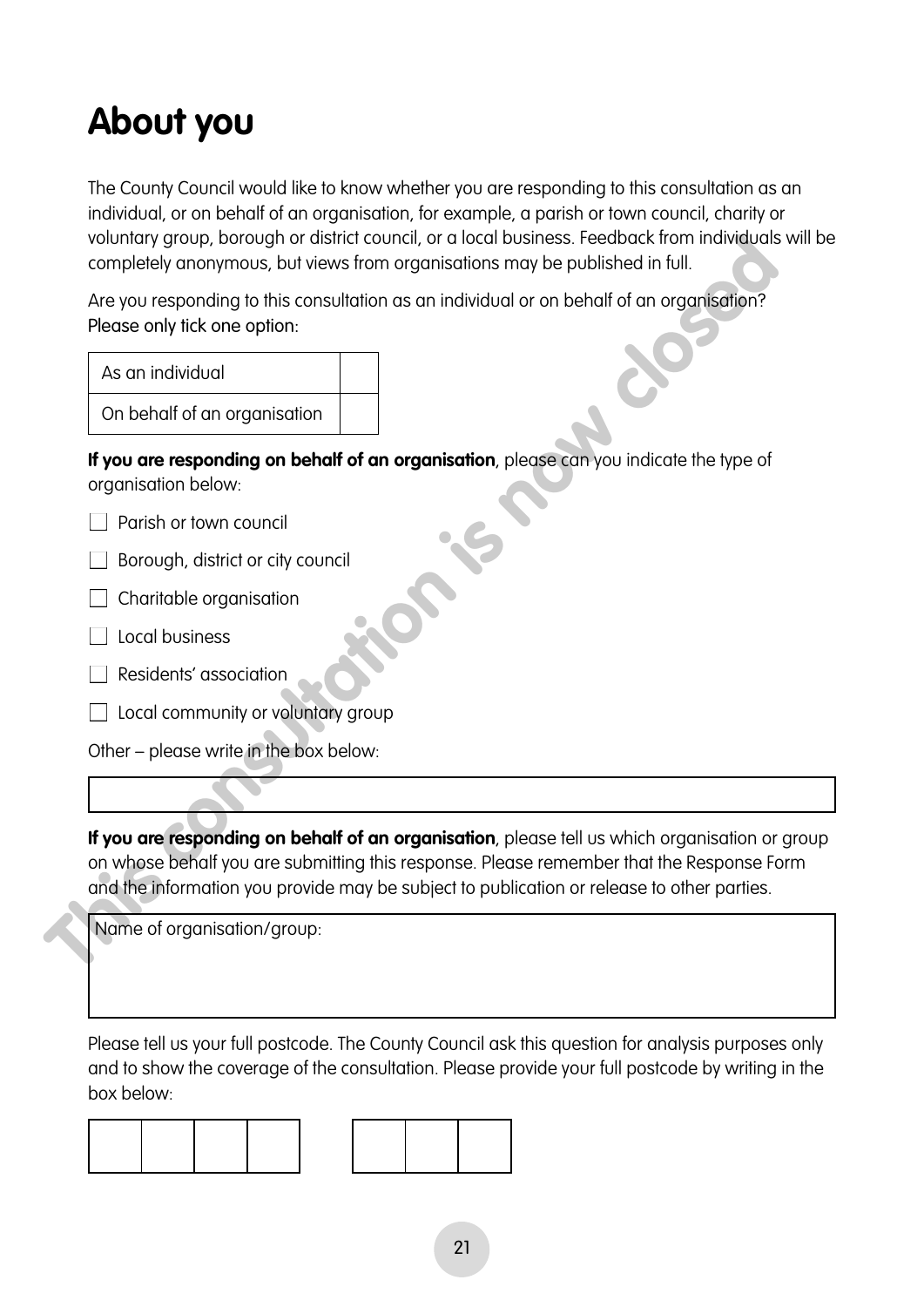# About you

The County Council would like to know whether you are responding to this consultation as an individual, or on behalf of an organisation, for example, a parish or town council, charity or voluntary group, borough or district council, or a local business. Feedback from individuals will be completely anonymous, but views from organisations may be published in full.

Are you responding to this consultation as an individual or on behalf of an organisation? Please only tick one option:

| As an individual | |
|---|---|
| On behalf of an organisation | |

**If you are responding on behalf of an organisation**, please can you indicate the type of organisation below:

- [ ] Parish or town council
- [ ] Borough, district or city council
- [ ] Charitable organisation
- [ ] Local business
- [ ] Residents' association
- [ ] Local community or voluntary group

Other – please write in the box below:

| |
|---|

**If you are responding on behalf of an organisation**, please tell us which organisation or group on whose behalf you are submitting this response. Please remember that the Response Form and the information you provide may be subject to publication or release to other parties.

| Name of organisation/group: |
|---|

Please tell us your full postcode. The County Council ask this question for analysis purposes only and to show the coverage of the consultation. Please provide your full postcode by writing in the box below:

| | | | | | | | |
|---|---|---|---|---|---|---|---|

This consultation is now closed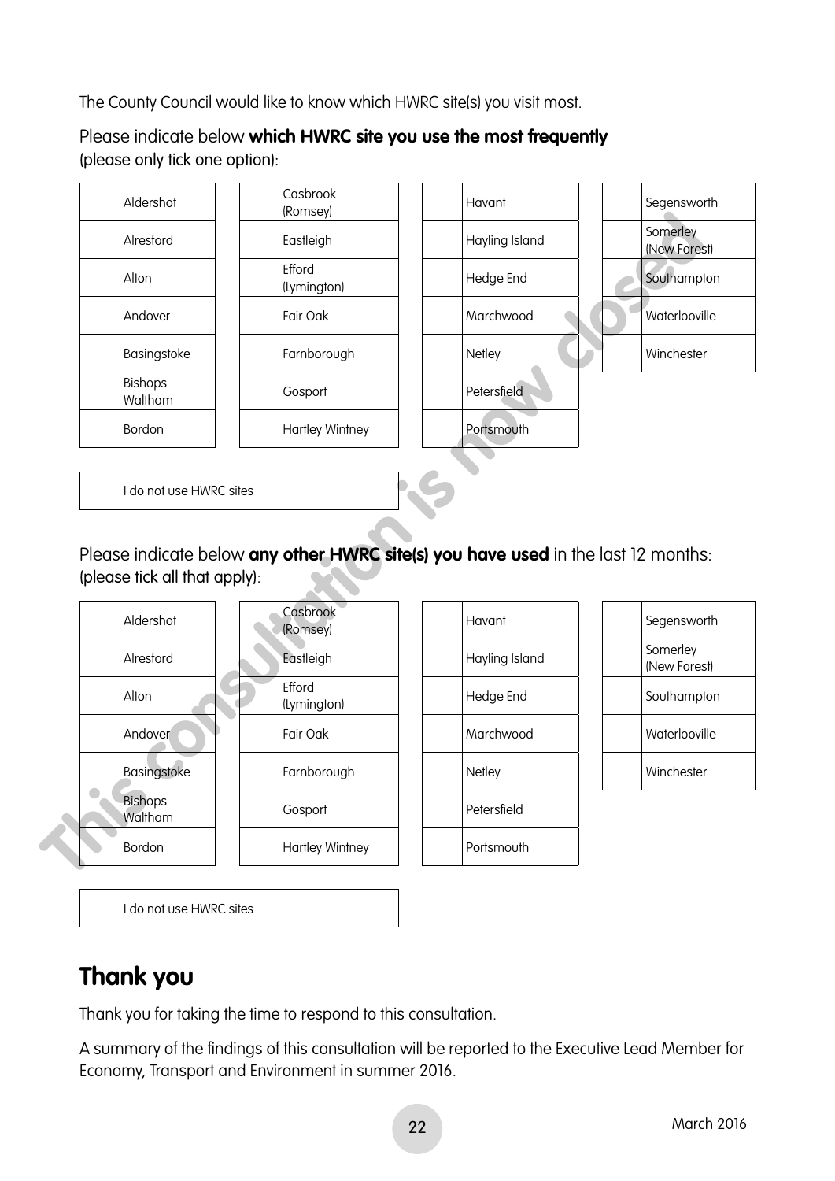The County Council would like to know which HWRC site(s) you visit most.

Please indicate below **which HWRC site you use the most frequently** (please only tick one option):

| | | | | | | | |
|---|---|---|---|---|---|---|---|
| | Aldershot | | Casbrook (Romsey) | | Havant | | Segensworth |
| | Alresford | | Eastleigh | | Hayling Island | | Somerley (New Forest) |
| | Alton | | Efford (Lymington) | | Hedge End | | Southampton |
| | Andover | | Fair Oak | | Marchwood | | Waterlooville |
| | Basingstoke | | Farnborough | | Netley | | Winchester |
| | Bishops Waltham | | Gosport | | Petersfield | | |
| | Bordon | | Hartley Wintney | | Portsmouth | | |

| | |
|---|---|
| | I do not use HWRC sites |

Please indicate below **any other HWRC site(s) you have used** in the last 12 months: (please tick all that apply):

| | | | | | | | |
|---|---|---|---|---|---|---|---|
| | Aldershot | | Casbrook (Romsey) | | Havant | | Segensworth |
| | Alresford | | Eastleigh | | Hayling Island | | Somerley (New Forest) |
| | Alton | | Efford (Lymington) | | Hedge End | | Southampton |
| | Andover | | Fair Oak | | Marchwood | | Waterlooville |
| | Basingstoke | | Farnborough | | Netley | | Winchester |
| | Bishops Waltham | | Gosport | | Petersfield | | |
| | Bordon | | Hartley Wintney | | Portsmouth | | |

| | |
|---|---|
| | I do not use HWRC sites |

## Thank you

Thank you for taking the time to respond to this consultation.

A summary of the findings of this consultation will be reported to the Executive Lead Member for Economy, Transport and Environment in summer 2016.

This consultation is now closed